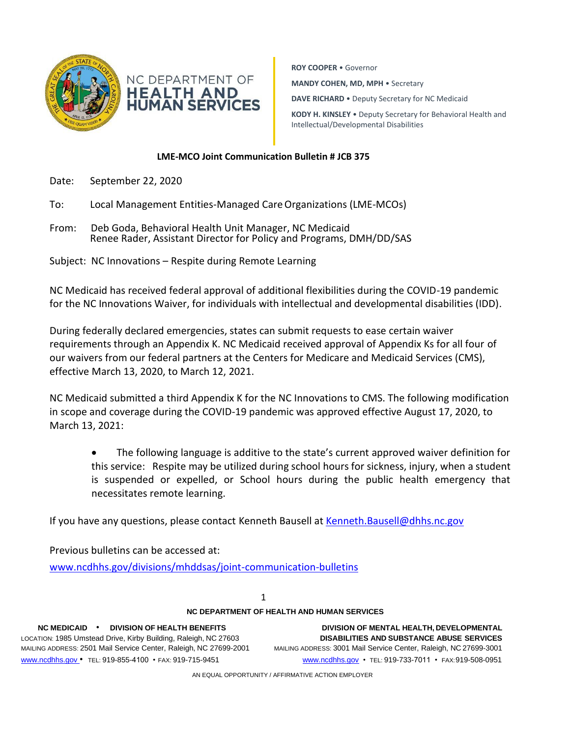NC DEPARTMENT OF **HEALTH AND HUMAN SERVICES**

**ROY COOPER** • Governor

**MANDY COHEN, MD, MPH** • Secretary

**DAVE RICHARD** • Deputy Secretary for NC Medicaid

**KODY H. KINSLEY** • Deputy Secretary for Behavioral Health and Intellectual/Developmental Disabilities

**LME-MCO Joint Communication Bulletin # JCB 375**

Date: September 22, 2020

To: Local Management Entities-Managed Care Organizations (LME-MCOs)

From: Deb Goda, Behavioral Health Unit Manager, NC Medicaid
Renee Rader, Assistant Director for Policy and Programs, DMH/DD/SAS

Subject: NC Innovations – Respite during Remote Learning

NC Medicaid has received federal approval of additional flexibilities during the COVID-19 pandemic for the NC Innovations Waiver, for individuals with intellectual and developmental disabilities (IDD).

During federally declared emergencies, states can submit requests to ease certain waiver requirements through an Appendix K. NC Medicaid received approval of Appendix Ks for all four of our waivers from our federal partners at the Centers for Medicare and Medicaid Services (CMS), effective March 13, 2020, to March 12, 2021.

NC Medicaid submitted a third Appendix K for the NC Innovations to CMS. The following modification in scope and coverage during the COVID-19 pandemic was approved effective August 17, 2020, to March 13, 2021:

- The following language is additive to the state's current approved waiver definition for this service: Respite may be utilized during school hours for sickness, injury, when a student is suspended or expelled, or School hours during the public health emergency that necessitates remote learning.

If you have any questions, please contact Kenneth Bausell at Kenneth.Bausell@dhhs.nc.gov

Previous bulletins can be accessed at:
www.ncdhhs.gov/divisions/mhddsas/joint-communication-bulletins

**NC DEPARTMENT OF HEALTH AND HUMAN SERVICES**

**NC MEDICAID • DIVISION OF HEALTH BENEFITS**
LOCATION: 1985 Umstead Drive, Kirby Building, Raleigh, NC 27603
MAILING ADDRESS: 2501 Mail Service Center, Raleigh, NC 27699-2001
www.ncdhhs.gov • TEL: 919-855-4100 • FAX: 919-715-9451

**DIVISION OF MENTAL HEALTH, DEVELOPMENTAL DISABILITIES AND SUBSTANCE ABUSE SERVICES**
MAILING ADDRESS: 3001 Mail Service Center, Raleigh, NC 27699-3001
www.ncdhhs.gov • TEL: 919-733-7011 • FAX: 919-508-0951

AN EQUAL OPPORTUNITY / AFFIRMATIVE ACTION EMPLOYER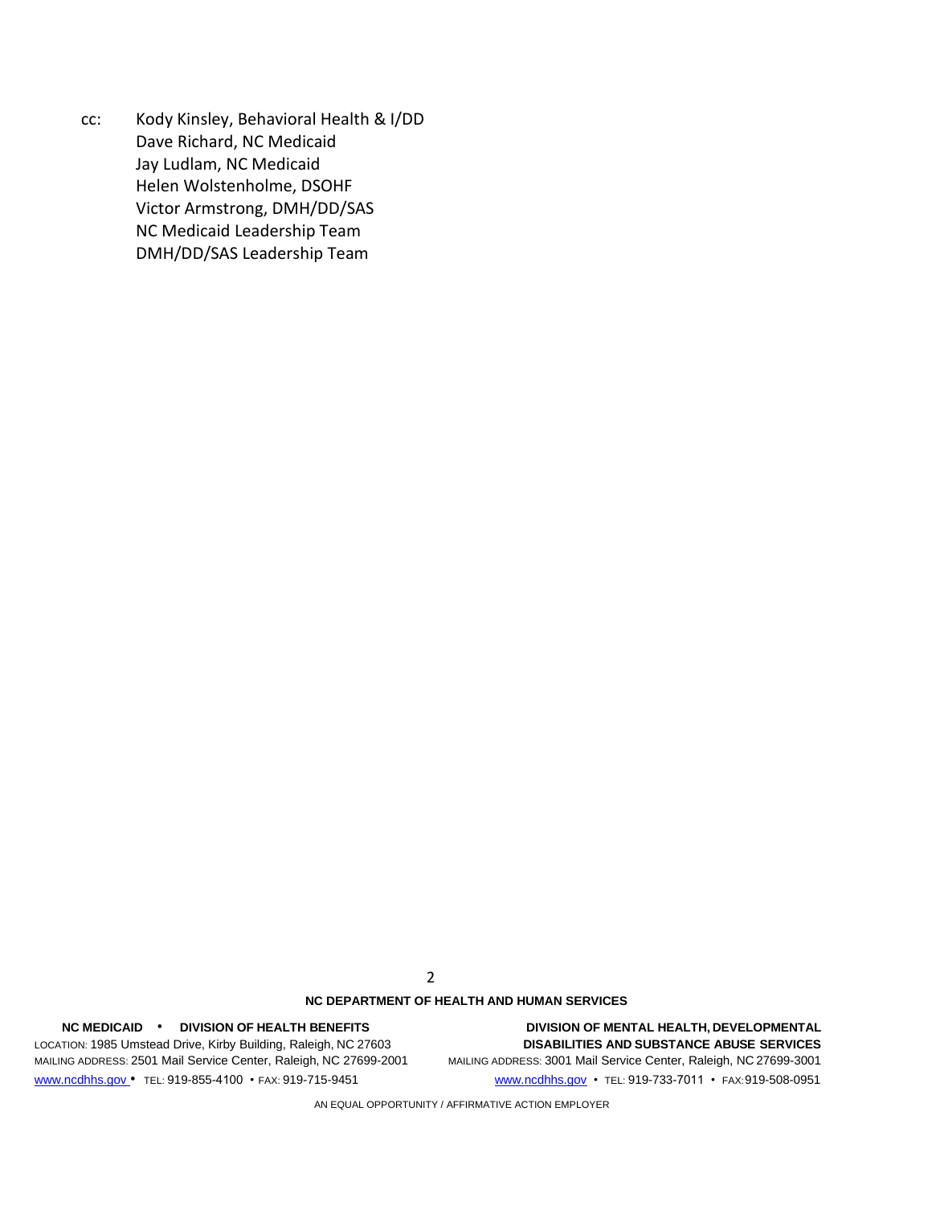cc: Kody Kinsley, Behavioral Health & I/DD
Dave Richard, NC Medicaid
Jay Ludlam, NC Medicaid
Helen Wolstenholme, DSOHF
Victor Armstrong, DMH/DD/SAS
NC Medicaid Leadership Team
DMH/DD/SAS Leadership Team